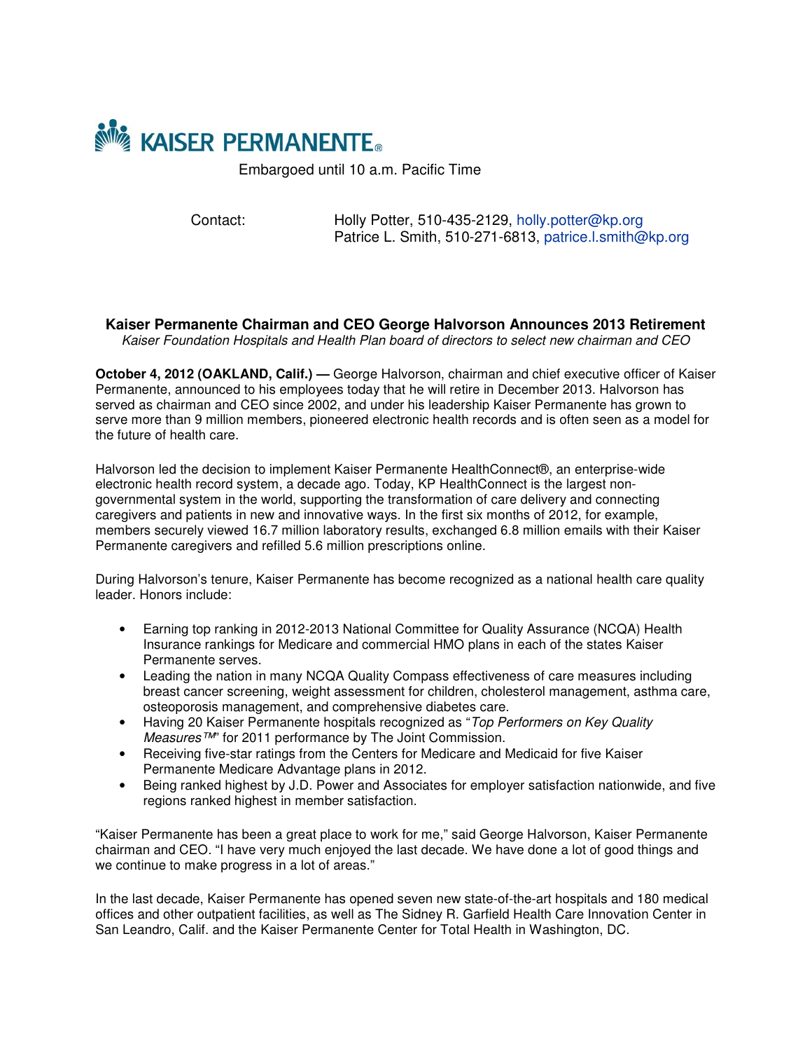KAISER PERMANENTE®

Embargoed until 10 a.m. Pacific Time

Contact: Holly Potter, 510-435-2129, holly.potter@kp.org
Patrice L. Smith, 510-271-6813, patrice.l.smith@kp.org

## Kaiser Permanente Chairman and CEO George Halvorson Announces 2013 Retirement

*Kaiser Foundation Hospitals and Health Plan board of directors to select new chairman and CEO*

**October 4, 2012 (OAKLAND, Calif.) —** George Halvorson, chairman and chief executive officer of Kaiser Permanente, announced to his employees today that he will retire in December 2013. Halvorson has served as chairman and CEO since 2002, and under his leadership Kaiser Permanente has grown to serve more than 9 million members, pioneered electronic health records and is often seen as a model for the future of health care.

Halvorson led the decision to implement Kaiser Permanente HealthConnect®, an enterprise-wide electronic health record system, a decade ago. Today, KP HealthConnect is the largest non-governmental system in the world, supporting the transformation of care delivery and connecting caregivers and patients in new and innovative ways. In the first six months of 2012, for example, members securely viewed 16.7 million laboratory results, exchanged 6.8 million emails with their Kaiser Permanente caregivers and refilled 5.6 million prescriptions online.

During Halvorson's tenure, Kaiser Permanente has become recognized as a national health care quality leader. Honors include:

- Earning top ranking in 2012-2013 National Committee for Quality Assurance (NCQA) Health Insurance rankings for Medicare and commercial HMO plans in each of the states Kaiser Permanente serves.
- Leading the nation in many NCQA Quality Compass effectiveness of care measures including breast cancer screening, weight assessment for children, cholesterol management, asthma care, osteoporosis management, and comprehensive diabetes care.
- Having 20 Kaiser Permanente hospitals recognized as "*Top Performers on Key Quality Measures™*" for 2011 performance by The Joint Commission.
- Receiving five-star ratings from the Centers for Medicare and Medicaid for five Kaiser Permanente Medicare Advantage plans in 2012.
- Being ranked highest by J.D. Power and Associates for employer satisfaction nationwide, and five regions ranked highest in member satisfaction.

"Kaiser Permanente has been a great place to work for me," said George Halvorson, Kaiser Permanente chairman and CEO. "I have very much enjoyed the last decade. We have done a lot of good things and we continue to make progress in a lot of areas."

In the last decade, Kaiser Permanente has opened seven new state-of-the-art hospitals and 180 medical offices and other outpatient facilities, as well as The Sidney R. Garfield Health Care Innovation Center in San Leandro, Calif. and the Kaiser Permanente Center for Total Health in Washington, DC.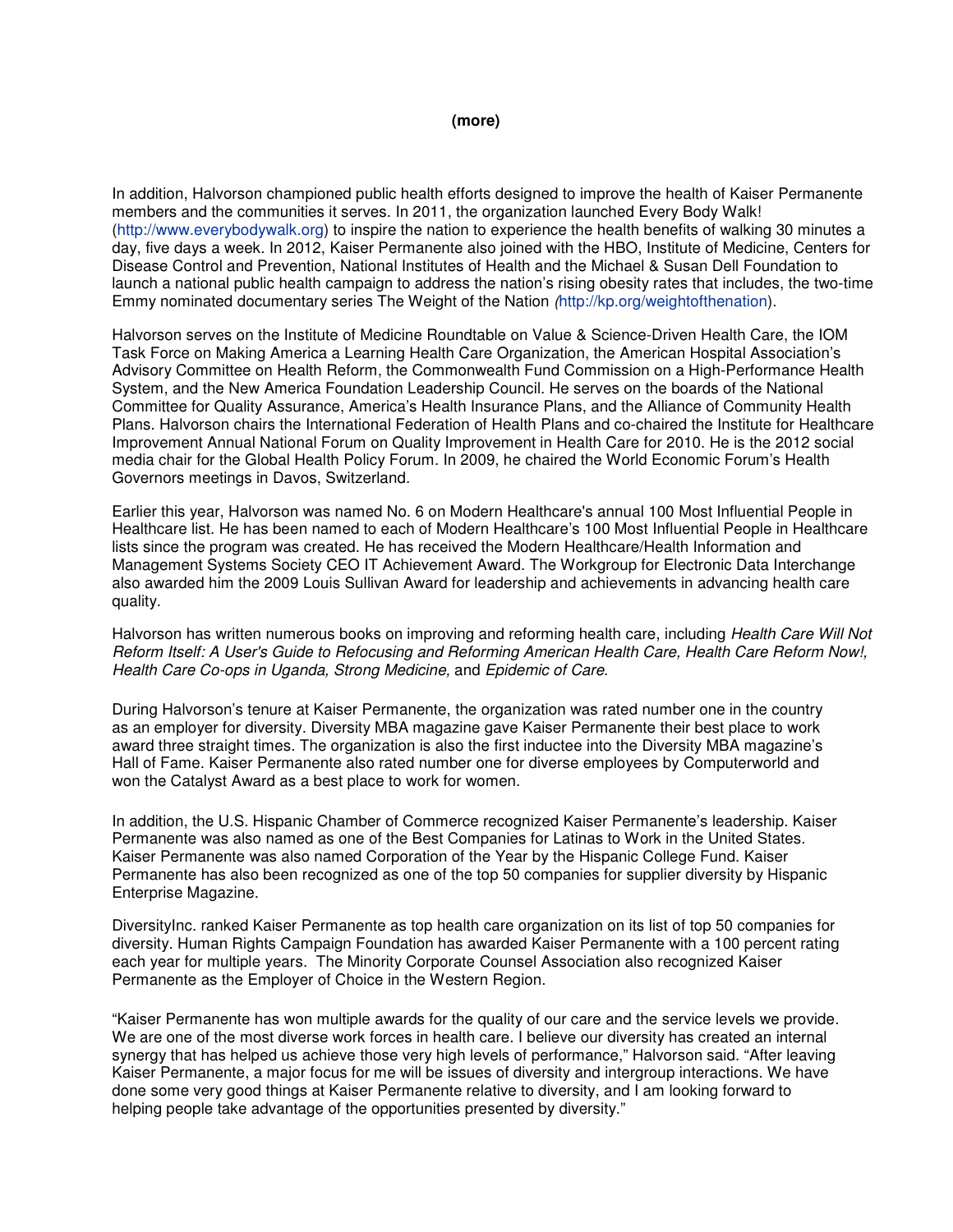**(more)**

In addition, Halvorson championed public health efforts designed to improve the health of Kaiser Permanente members and the communities it serves. In 2011, the organization launched Every Body Walk! (http://www.everybodywalk.org) to inspire the nation to experience the health benefits of walking 30 minutes a day, five days a week. In 2012, Kaiser Permanente also joined with the HBO, Institute of Medicine, Centers for Disease Control and Prevention, National Institutes of Health and the Michael & Susan Dell Foundation to launch a national public health campaign to address the nation's rising obesity rates that includes, the two-time Emmy nominated documentary series The Weight of the Nation *(*http://kp.org/weightofthenation).

Halvorson serves on the Institute of Medicine Roundtable on Value & Science-Driven Health Care, the IOM Task Force on Making America a Learning Health Care Organization, the American Hospital Association's Advisory Committee on Health Reform, the Commonwealth Fund Commission on a High-Performance Health System, and the New America Foundation Leadership Council. He serves on the boards of the National Committee for Quality Assurance, America's Health Insurance Plans, and the Alliance of Community Health Plans. Halvorson chairs the International Federation of Health Plans and co-chaired the Institute for Healthcare Improvement Annual National Forum on Quality Improvement in Health Care for 2010. He is the 2012 social media chair for the Global Health Policy Forum. In 2009, he chaired the World Economic Forum's Health Governors meetings in Davos, Switzerland.

Earlier this year, Halvorson was named No. 6 on Modern Healthcare's annual 100 Most Influential People in Healthcare list. He has been named to each of Modern Healthcare's 100 Most Influential People in Healthcare lists since the program was created. He has received the Modern Healthcare/Health Information and Management Systems Society CEO IT Achievement Award. The Workgroup for Electronic Data Interchange also awarded him the 2009 Louis Sullivan Award for leadership and achievements in advancing health care quality.

Halvorson has written numerous books on improving and reforming health care, including *Health Care Will Not Reform Itself: A User's Guide to Refocusing and Reforming American Health Care, Health Care Reform Now!, Health Care Co-ops in Uganda, Strong Medicine,* and *Epidemic of Care*.

During Halvorson's tenure at Kaiser Permanente, the organization was rated number one in the country as an employer for diversity. Diversity MBA magazine gave Kaiser Permanente their best place to work award three straight times. The organization is also the first inductee into the Diversity MBA magazine's Hall of Fame. Kaiser Permanente also rated number one for diverse employees by Computerworld and won the Catalyst Award as a best place to work for women.

In addition, the U.S. Hispanic Chamber of Commerce recognized Kaiser Permanente's leadership. Kaiser Permanente was also named as one of the Best Companies for Latinas to Work in the United States. Kaiser Permanente was also named Corporation of the Year by the Hispanic College Fund. Kaiser Permanente has also been recognized as one of the top 50 companies for supplier diversity by Hispanic Enterprise Magazine.

DiversityInc. ranked Kaiser Permanente as top health care organization on its list of top 50 companies for diversity. Human Rights Campaign Foundation has awarded Kaiser Permanente with a 100 percent rating each year for multiple years. The Minority Corporate Counsel Association also recognized Kaiser Permanente as the Employer of Choice in the Western Region.

"Kaiser Permanente has won multiple awards for the quality of our care and the service levels we provide. We are one of the most diverse work forces in health care. I believe our diversity has created an internal synergy that has helped us achieve those very high levels of performance," Halvorson said. "After leaving Kaiser Permanente, a major focus for me will be issues of diversity and intergroup interactions. We have done some very good things at Kaiser Permanente relative to diversity, and I am looking forward to helping people take advantage of the opportunities presented by diversity."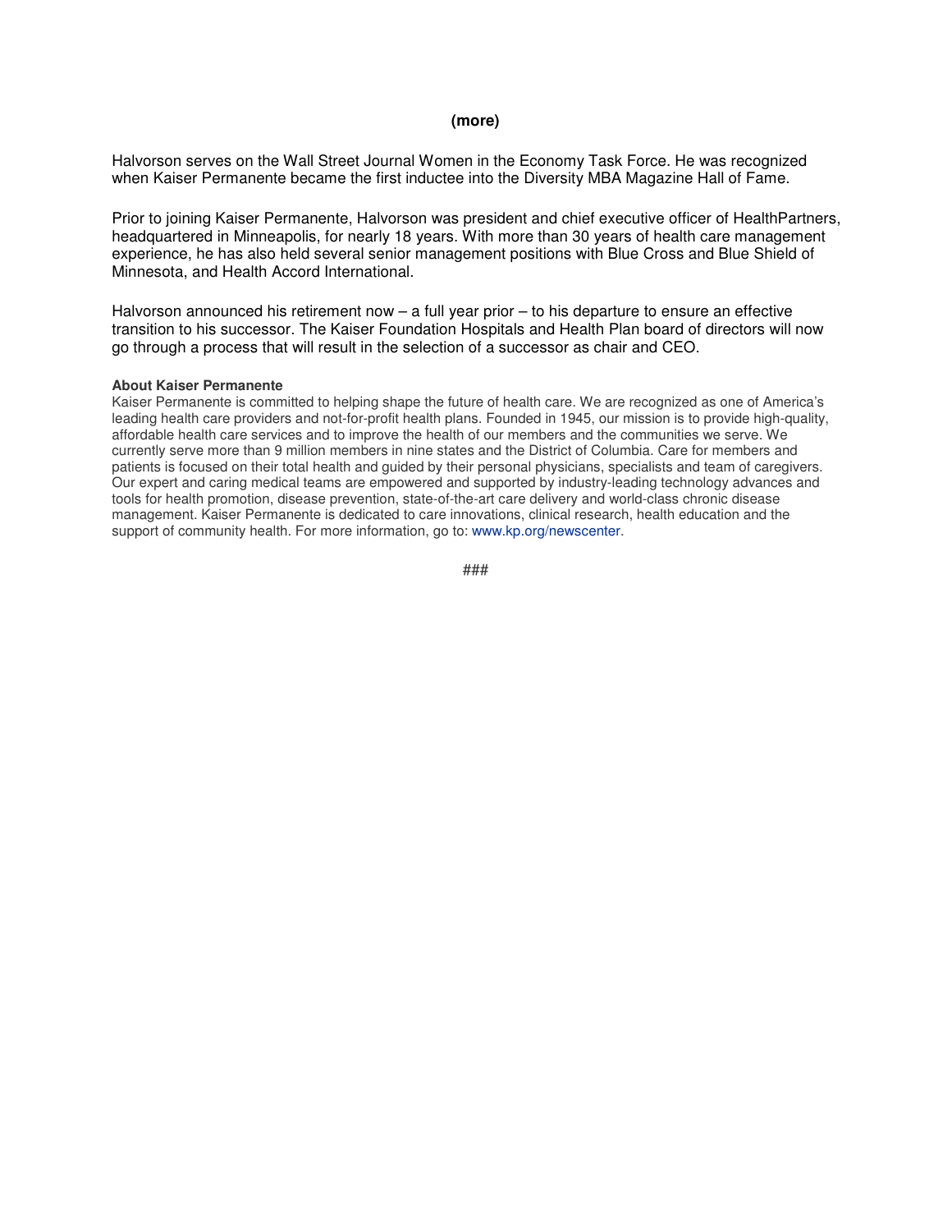**(more)**

Halvorson serves on the Wall Street Journal Women in the Economy Task Force. He was recognized when Kaiser Permanente became the first inductee into the Diversity MBA Magazine Hall of Fame.

Prior to joining Kaiser Permanente, Halvorson was president and chief executive officer of HealthPartners, headquartered in Minneapolis, for nearly 18 years. With more than 30 years of health care management experience, he has also held several senior management positions with Blue Cross and Blue Shield of Minnesota, and Health Accord International.

Halvorson announced his retirement now – a full year prior – to his departure to ensure an effective transition to his successor. The Kaiser Foundation Hospitals and Health Plan board of directors will now go through a process that will result in the selection of a successor as chair and CEO.

**About Kaiser Permanente**

Kaiser Permanente is committed to helping shape the future of health care. We are recognized as one of America's leading health care providers and not-for-profit health plans. Founded in 1945, our mission is to provide high-quality, affordable health care services and to improve the health of our members and the communities we serve. We currently serve more than 9 million members in nine states and the District of Columbia. Care for members and patients is focused on their total health and guided by their personal physicians, specialists and team of caregivers. Our expert and caring medical teams are empowered and supported by industry-leading technology advances and tools for health promotion, disease prevention, state-of-the-art care delivery and world-class chronic disease management. Kaiser Permanente is dedicated to care innovations, clinical research, health education and the support of community health. For more information, go to: www.kp.org/newscenter.

###